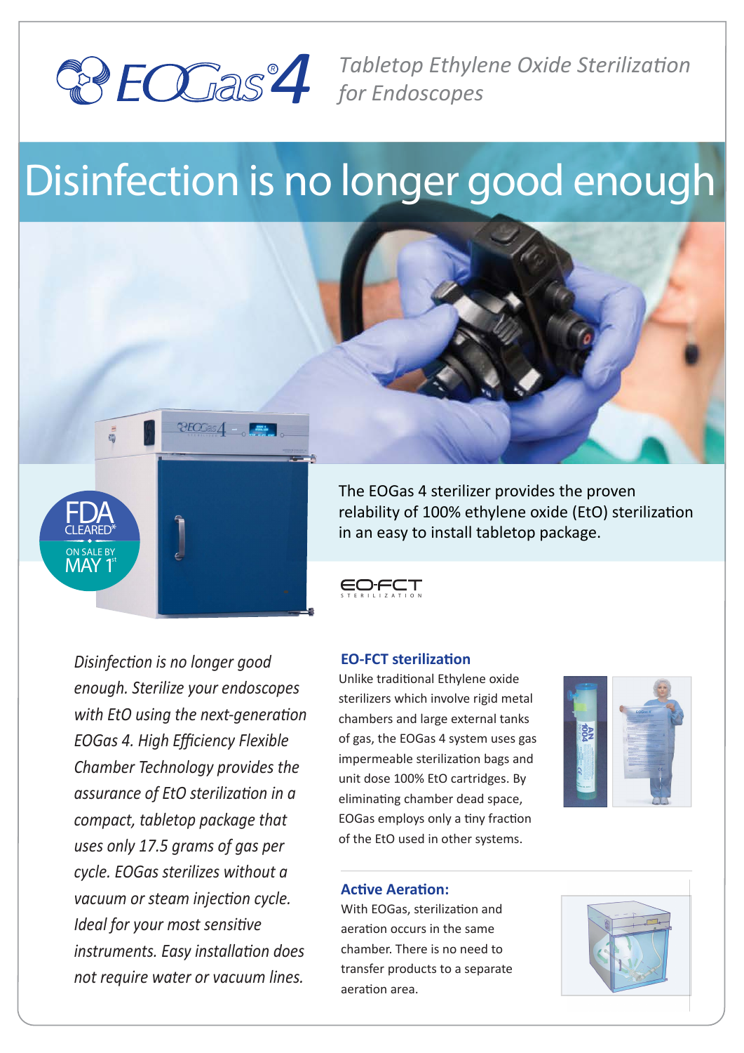# EOGas® 4

*Tabletop Ethylene Oxide Sterilization for Endoscopes*

## Disinfection is no longer good enough

FDA CLEARED*

ON SALE BY MAY 1st

The EOGas 4 sterilizer provides the proven relability of 100% ethylene oxide (EtO) sterilization in an easy to install tabletop package.

EO-FCT STERILIZATION

*Disinfection is no longer good enough. Sterilize your endoscopes with EtO using the next-generation EOGas 4. High Efficiency Flexible Chamber Technology provides the assurance of EtO sterilization in a compact, tabletop package that uses only 17.5 grams of gas per cycle. EOGas sterilizes without a vacuum or steam injection cycle. Ideal for your most sensitive instruments. Easy installation does not require water or vacuum lines.*

### EO-FCT sterilization

Unlike traditional Ethylene oxide sterilizers which involve rigid metal chambers and large external tanks of gas, the EOGas 4 system uses gas impermeable sterilization bags and unit dose 100% EtO cartridges. By eliminating chamber dead space, EOGas employs only a tiny fraction of the EtO used in other systems.

### Active Aeration:

With EOGas, sterilization and aeration occurs in the same chamber. There is no need to transfer products to a separate aeration area.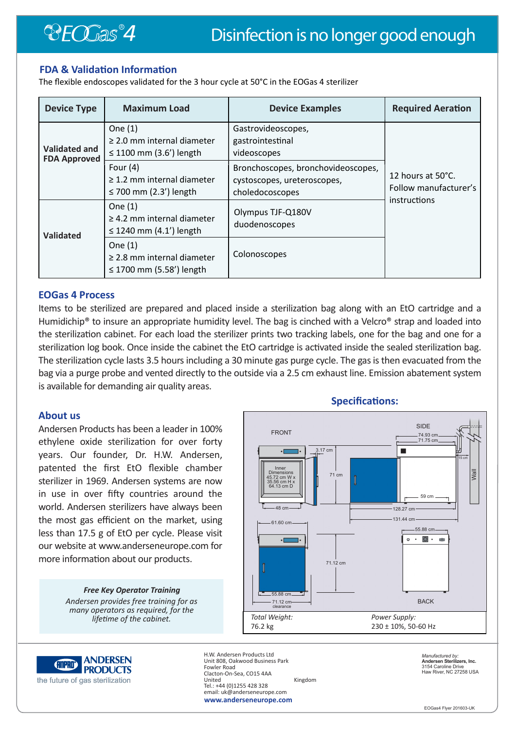# EOGas®4 — Disinfection is no longer good enough

## FDA & Validation Information

The flexible endoscopes validated for the 3 hour cycle at 50°C in the EOGas 4 sterilizer

| Device Type | Maximum Load | Device Examples | Required Aeration |
|---|---|---|---|
| Validated and FDA Approved | One (1)<br>≥ 2.0 mm internal diameter<br>≤ 1100 mm (3.6') length | Gastrovideoscopes, gastrointestinal videoscopes | 12 hours at 50°C. Follow manufacturer's instructions |
| | Four (4)<br>≥ 1.2 mm internal diameter<br>≤ 700 mm (2.3') length | Bronchoscopes, bronchovideoscopes, cystoscopes, ureteroscopes, choledocoscopes | |
| Validated | One (1)<br>≥ 4.2 mm internal diameter<br>≤ 1240 mm (4.1') length | Olympus TJF-Q180V duodenoscopes | |
| | One (1)<br>≥ 2.8 mm internal diameter<br>≤ 1700 mm (5.58') length | Colonoscopes | |

## EOGas 4 Process

Items to be sterilized are prepared and placed inside a sterilization bag along with an EtO cartridge and a Humidichip® to insure an appropriate humidity level. The bag is cinched with a Velcro® strap and loaded into the sterilization cabinet. For each load the sterilizer prints two tracking labels, one for the bag and one for a sterilization log book. Once inside the cabinet the EtO cartridge is activated inside the sealed sterilization bag. The sterilization cycle lasts 3.5 hours including a 30 minute gas purge cycle. The gas is then evacuated from the bag via a purge probe and vented directly to the outside via a 2.5 cm exhaust line. Emission abatement system is available for demanding air quality areas.

## About us

Andersen Products has been a leader in 100% ethylene oxide sterilization for over forty years. Our founder, Dr. H.W. Andersen, patented the first EtO flexible chamber sterilizer in 1969. Andersen systems are now in use in over fifty countries around the world. Andersen sterilizers have always been the most gas efficient on the market, using less than 17.5 g of EtO per cycle. Please visit our website at www.anderseneurope.com for more information about our products.

***Free Key Operator Training***

*Andersen provides free training for as many operators as required, for the lifetime of the cabinet.*

## Specifications:

FRONT

Inner Dimensions 45.72 cm W x 35.56 cm H x 64.13 cm D

3.17 cm

71 cm

48 cm

61.60 cm

71.12 cm

55.88 cm

71.12 cm clearance

SIDE

74.93 cm

71.75 cm

15 cm

Wall

59 cm

128.27 cm

131.44 cm

55.88 cm

BACK

| Total Weight: | Power Supply: |
|---|---|
| 76.2 kg | 230 ± 10%, 50-60 Hz |

ANDERSEN PRODUCTS
the future of gas sterilization

H.W. Andersen Products Ltd
Unit 808, Oakwood Business Park
Fowler Road
Clacton-On-Sea, CO15 4AA
United Kingdom
Tel.: +44 (0)1255 428 328
email: uk@anderseneurope.com
**www.anderseneurope.com**

*Manufactured by:*
**Andersen Sterilizers, Inc.**
3154 Caroline Drive
Haw River, NC 27258 USA

EOGas4 Flyer 201603-UK